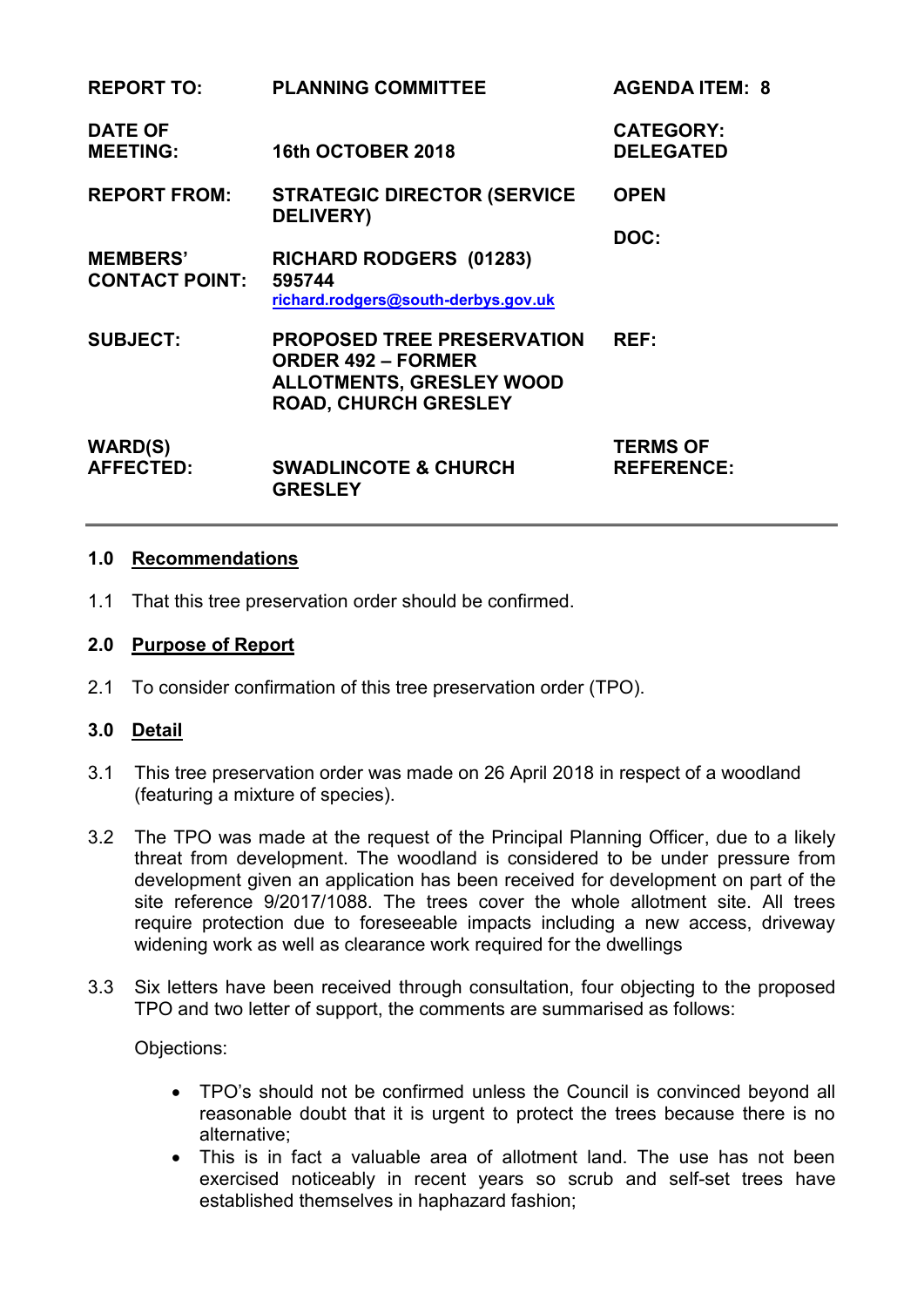| | | |
|---|---|---|
| **REPORT TO:** | **PLANNING COMMITTEE** | **AGENDA ITEM: 8** |
| **DATE OF MEETING:** | **16th OCTOBER 2018** | **CATEGORY: DELEGATED** |
| **REPORT FROM:** | **STRATEGIC DIRECTOR (SERVICE DELIVERY)** | **OPEN** |
| | | **DOC:** |
| **MEMBERS' CONTACT POINT:** | **RICHARD RODGERS (01283) 595744** [richard.rodgers@south-derbys.gov.uk](mailto:richard.rodgers@south-derbys.gov.uk) | |
| **SUBJECT:** | **PROPOSED TREE PRESERVATION ORDER 492 – FORMER ALLOTMENTS, GRESLEY WOOD ROAD, CHURCH GRESLEY** | **REF:** |
| **WARD(S) AFFECTED:** | **SWADLINCOTE & CHURCH GRESLEY** | **TERMS OF REFERENCE:** |

## 1.0 Recommendations

1.1 That this tree preservation order should be confirmed.

## 2.0 Purpose of Report

2.1 To consider confirmation of this tree preservation order (TPO).

## 3.0 Detail

3.1 This tree preservation order was made on 26 April 2018 in respect of a woodland (featuring a mixture of species).

3.2 The TPO was made at the request of the Principal Planning Officer, due to a likely threat from development. The woodland is considered to be under pressure from development given an application has been received for development on part of the site reference 9/2017/1088. The trees cover the whole allotment site. All trees require protection due to foreseeable impacts including a new access, driveway widening work as well as clearance work required for the dwellings

3.3 Six letters have been received through consultation, four objecting to the proposed TPO and two letter of support, the comments are summarised as follows:

Objections:

- TPO's should not be confirmed unless the Council is convinced beyond all reasonable doubt that it is urgent to protect the trees because there is no alternative;
- This is in fact a valuable area of allotment land. The use has not been exercised noticeably in recent years so scrub and self-set trees have established themselves in haphazard fashion;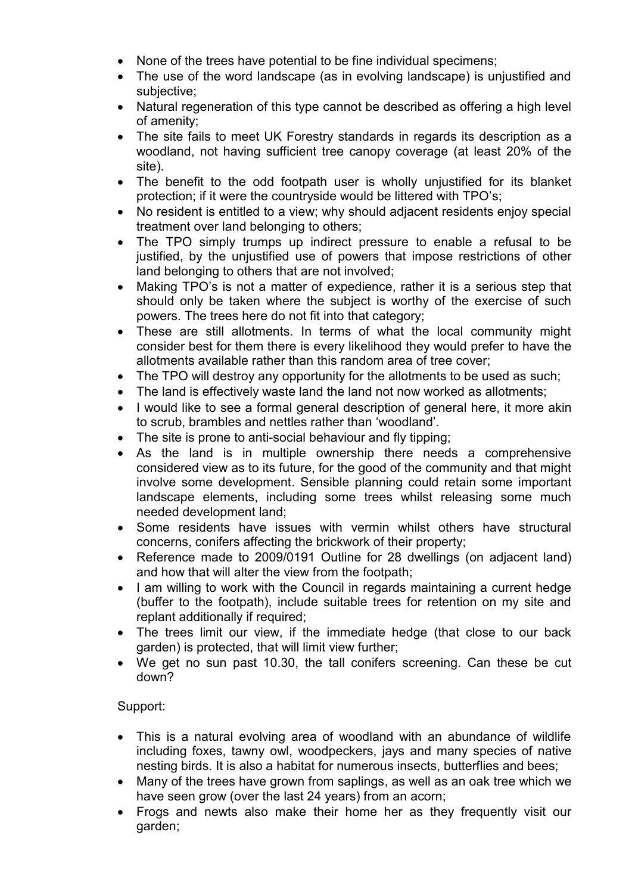- None of the trees have potential to be fine individual specimens;
- The use of the word landscape (as in evolving landscape) is unjustified and subjective;
- Natural regeneration of this type cannot be described as offering a high level of amenity;
- The site fails to meet UK Forestry standards in regards its description as a woodland, not having sufficient tree canopy coverage (at least 20% of the site).
- The benefit to the odd footpath user is wholly unjustified for its blanket protection; if it were the countryside would be littered with TPO's;
- No resident is entitled to a view; why should adjacent residents enjoy special treatment over land belonging to others;
- The TPO simply trumps up indirect pressure to enable a refusal to be justified, by the unjustified use of powers that impose restrictions of other land belonging to others that are not involved;
- Making TPO's is not a matter of expedience, rather it is a serious step that should only be taken where the subject is worthy of the exercise of such powers. The trees here do not fit into that category;
- These are still allotments. In terms of what the local community might consider best for them there is every likelihood they would prefer to have the allotments available rather than this random area of tree cover;
- The TPO will destroy any opportunity for the allotments to be used as such;
- The land is effectively waste land the land not now worked as allotments;
- I would like to see a formal general description of general here, it more akin to scrub, brambles and nettles rather than 'woodland'.
- The site is prone to anti-social behaviour and fly tipping;
- As the land is in multiple ownership there needs a comprehensive considered view as to its future, for the good of the community and that might involve some development. Sensible planning could retain some important landscape elements, including some trees whilst releasing some much needed development land;
- Some residents have issues with vermin whilst others have structural concerns, conifers affecting the brickwork of their property;
- Reference made to 2009/0191 Outline for 28 dwellings (on adjacent land) and how that will alter the view from the footpath;
- I am willing to work with the Council in regards maintaining a current hedge (buffer to the footpath), include suitable trees for retention on my site and replant additionally if required;
- The trees limit our view, if the immediate hedge (that close to our back garden) is protected, that will limit view further;
- We get no sun past 10.30, the tall conifers screening. Can these be cut down?

Support:

- This is a natural evolving area of woodland with an abundance of wildlife including foxes, tawny owl, woodpeckers, jays and many species of native nesting birds. It is also a habitat for numerous insects, butterflies and bees;
- Many of the trees have grown from saplings, as well as an oak tree which we have seen grow (over the last 24 years) from an acorn;
- Frogs and newts also make their home her as they frequently visit our garden;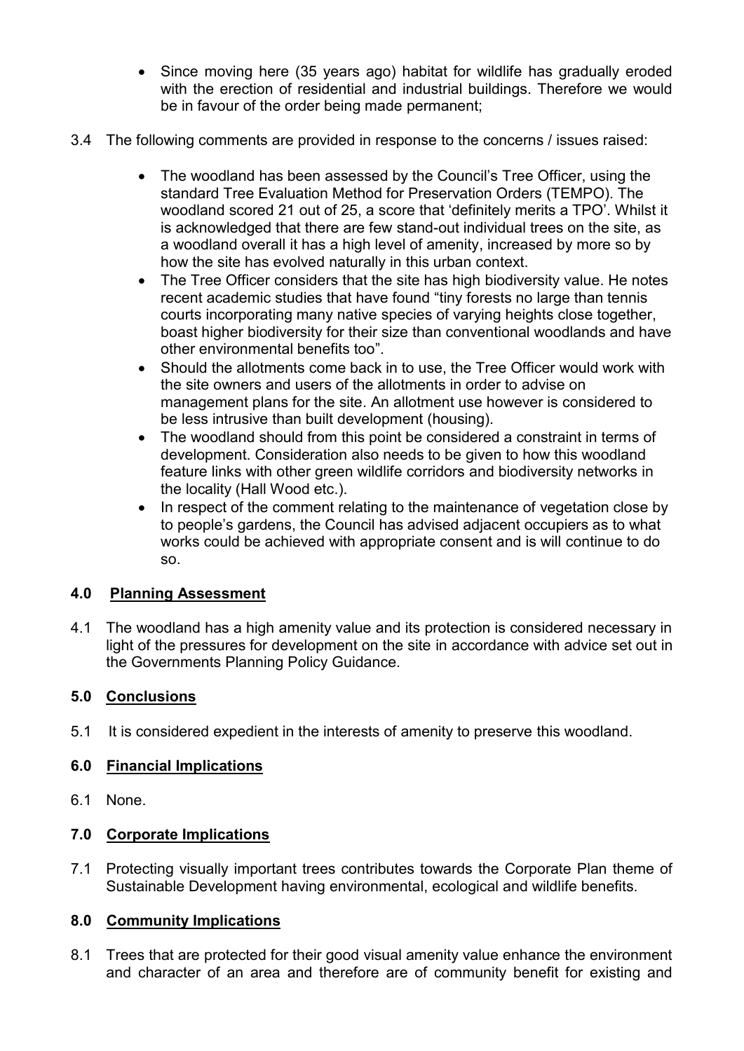- Since moving here (35 years ago) habitat for wildlife has gradually eroded with the erection of residential and industrial buildings. Therefore we would be in favour of the order being made permanent;

3.4 The following comments are provided in response to the concerns / issues raised:

- The woodland has been assessed by the Council's Tree Officer, using the standard Tree Evaluation Method for Preservation Orders (TEMPO). The woodland scored 21 out of 25, a score that 'definitely merits a TPO'. Whilst it is acknowledged that there are few stand-out individual trees on the site, as a woodland overall it has a high level of amenity, increased by more so by how the site has evolved naturally in this urban context.
- The Tree Officer considers that the site has high biodiversity value. He notes recent academic studies that have found "tiny forests no large than tennis courts incorporating many native species of varying heights close together, boast higher biodiversity for their size than conventional woodlands and have other environmental benefits too".
- Should the allotments come back in to use, the Tree Officer would work with the site owners and users of the allotments in order to advise on management plans for the site. An allotment use however is considered to be less intrusive than built development (housing).
- The woodland should from this point be considered a constraint in terms of development. Consideration also needs to be given to how this woodland feature links with other green wildlife corridors and biodiversity networks in the locality (Hall Wood etc.).
- In respect of the comment relating to the maintenance of vegetation close by to people's gardens, the Council has advised adjacent occupiers as to what works could be achieved with appropriate consent and is will continue to do so.

## 4.0 Planning Assessment

4.1 The woodland has a high amenity value and its protection is considered necessary in light of the pressures for development on the site in accordance with advice set out in the Governments Planning Policy Guidance.

## 5.0 Conclusions

5.1 It is considered expedient in the interests of amenity to preserve this woodland.

## 6.0 Financial Implications

6.1 None.

## 7.0 Corporate Implications

7.1 Protecting visually important trees contributes towards the Corporate Plan theme of Sustainable Development having environmental, ecological and wildlife benefits.

## 8.0 Community Implications

8.1 Trees that are protected for their good visual amenity value enhance the environment and character of an area and therefore are of community benefit for existing and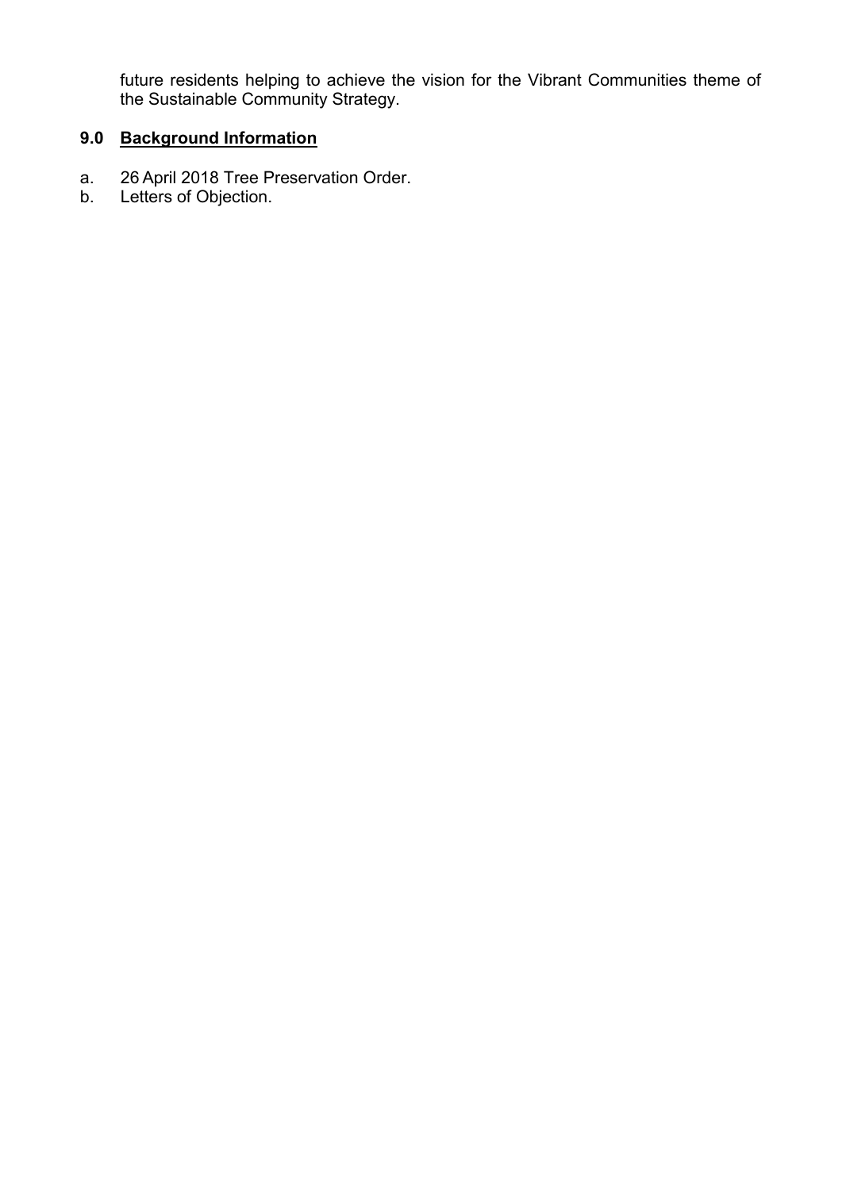future residents helping to achieve the vision for the Vibrant Communities theme of the Sustainable Community Strategy.

## 9.0 <u>Background Information</u>

a. 26 April 2018 Tree Preservation Order.
b. Letters of Objection.